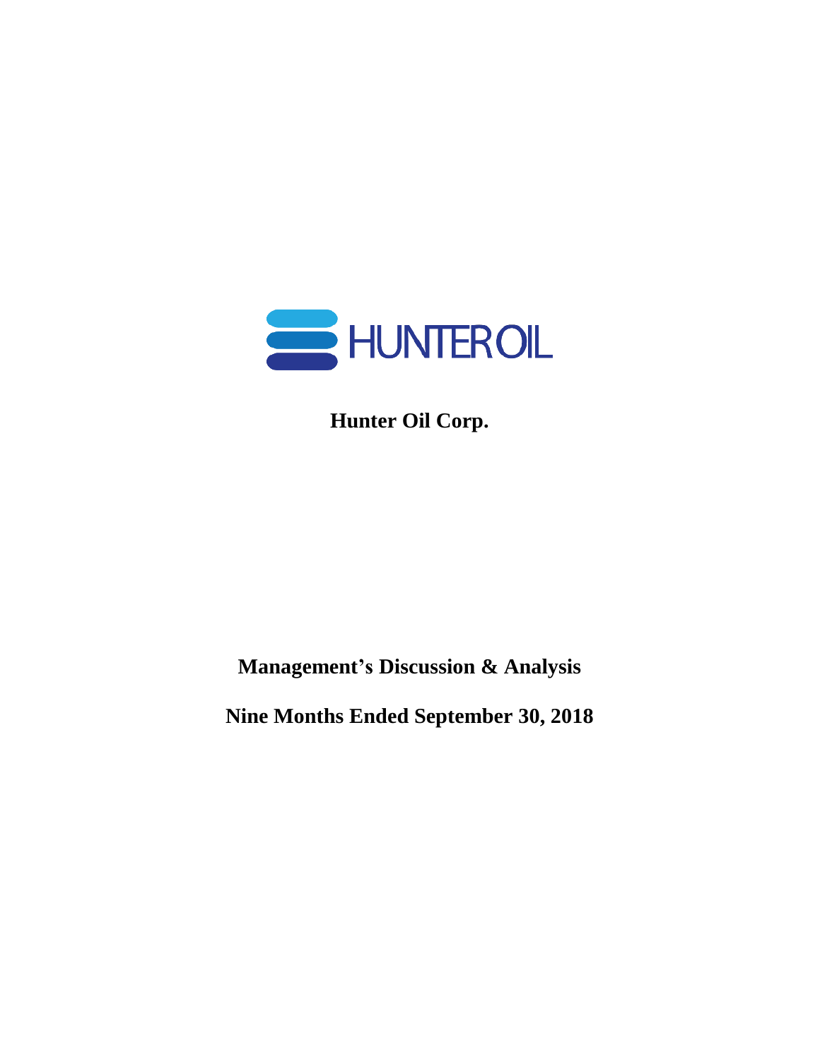HUNTEROIL

# Hunter Oil Corp.

## Management's Discussion & Analysis

## Nine Months Ended September 30, 2018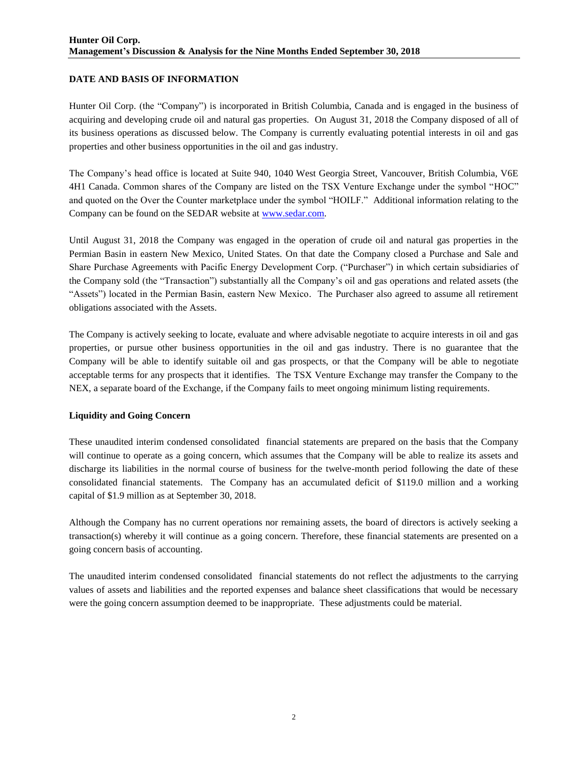## DATE AND BASIS OF INFORMATION

Hunter Oil Corp. (the "Company") is incorporated in British Columbia, Canada and is engaged in the business of acquiring and developing crude oil and natural gas properties. On August 31, 2018 the Company disposed of all of its business operations as discussed below. The Company is currently evaluating potential interests in oil and gas properties and other business opportunities in the oil and gas industry.

The Company's head office is located at Suite 940, 1040 West Georgia Street, Vancouver, British Columbia, V6E 4H1 Canada. Common shares of the Company are listed on the TSX Venture Exchange under the symbol "HOC" and quoted on the Over the Counter marketplace under the symbol "HOILF." Additional information relating to the Company can be found on the SEDAR website at www.sedar.com.

Until August 31, 2018 the Company was engaged in the operation of crude oil and natural gas properties in the Permian Basin in eastern New Mexico, United States. On that date the Company closed a Purchase and Sale and Share Purchase Agreements with Pacific Energy Development Corp. ("Purchaser") in which certain subsidiaries of the Company sold (the "Transaction") substantially all the Company's oil and gas operations and related assets (the "Assets") located in the Permian Basin, eastern New Mexico. The Purchaser also agreed to assume all retirement obligations associated with the Assets.

The Company is actively seeking to locate, evaluate and where advisable negotiate to acquire interests in oil and gas properties, or pursue other business opportunities in the oil and gas industry. There is no guarantee that the Company will be able to identify suitable oil and gas prospects, or that the Company will be able to negotiate acceptable terms for any prospects that it identifies. The TSX Venture Exchange may transfer the Company to the NEX, a separate board of the Exchange, if the Company fails to meet ongoing minimum listing requirements.

### Liquidity and Going Concern

These unaudited interim condensed consolidated financial statements are prepared on the basis that the Company will continue to operate as a going concern, which assumes that the Company will be able to realize its assets and discharge its liabilities in the normal course of business for the twelve-month period following the date of these consolidated financial statements. The Company has an accumulated deficit of $119.0 million and a working capital of $1.9 million as at September 30, 2018.

Although the Company has no current operations nor remaining assets, the board of directors is actively seeking a transaction(s) whereby it will continue as a going concern. Therefore, these financial statements are presented on a going concern basis of accounting.

The unaudited interim condensed consolidated financial statements do not reflect the adjustments to the carrying values of assets and liabilities and the reported expenses and balance sheet classifications that would be necessary were the going concern assumption deemed to be inappropriate. These adjustments could be material.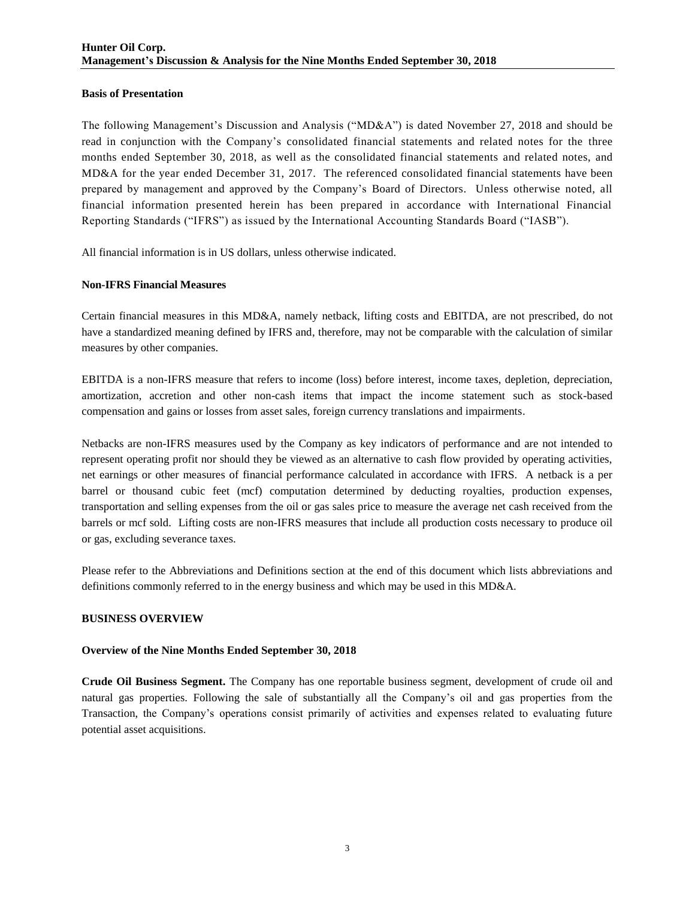### Basis of Presentation

The following Management's Discussion and Analysis ("MD&A") is dated November 27, 2018 and should be read in conjunction with the Company's consolidated financial statements and related notes for the three months ended September 30, 2018, as well as the consolidated financial statements and related notes, and MD&A for the year ended December 31, 2017. The referenced consolidated financial statements have been prepared by management and approved by the Company's Board of Directors. Unless otherwise noted, all financial information presented herein has been prepared in accordance with International Financial Reporting Standards ("IFRS") as issued by the International Accounting Standards Board ("IASB").

All financial information is in US dollars, unless otherwise indicated.

### Non-IFRS Financial Measures

Certain financial measures in this MD&A, namely netback, lifting costs and EBITDA, are not prescribed, do not have a standardized meaning defined by IFRS and, therefore, may not be comparable with the calculation of similar measures by other companies.

EBITDA is a non-IFRS measure that refers to income (loss) before interest, income taxes, depletion, depreciation, amortization, accretion and other non-cash items that impact the income statement such as stock-based compensation and gains or losses from asset sales, foreign currency translations and impairments.

Netbacks are non-IFRS measures used by the Company as key indicators of performance and are not intended to represent operating profit nor should they be viewed as an alternative to cash flow provided by operating activities, net earnings or other measures of financial performance calculated in accordance with IFRS. A netback is a per barrel or thousand cubic feet (mcf) computation determined by deducting royalties, production expenses, transportation and selling expenses from the oil or gas sales price to measure the average net cash received from the barrels or mcf sold. Lifting costs are non-IFRS measures that include all production costs necessary to produce oil or gas, excluding severance taxes.

Please refer to the Abbreviations and Definitions section at the end of this document which lists abbreviations and definitions commonly referred to in the energy business and which may be used in this MD&A.

## BUSINESS OVERVIEW

### Overview of the Nine Months Ended September 30, 2018

**Crude Oil Business Segment.** The Company has one reportable business segment, development of crude oil and natural gas properties. Following the sale of substantially all the Company's oil and gas properties from the Transaction, the Company's operations consist primarily of activities and expenses related to evaluating future potential asset acquisitions.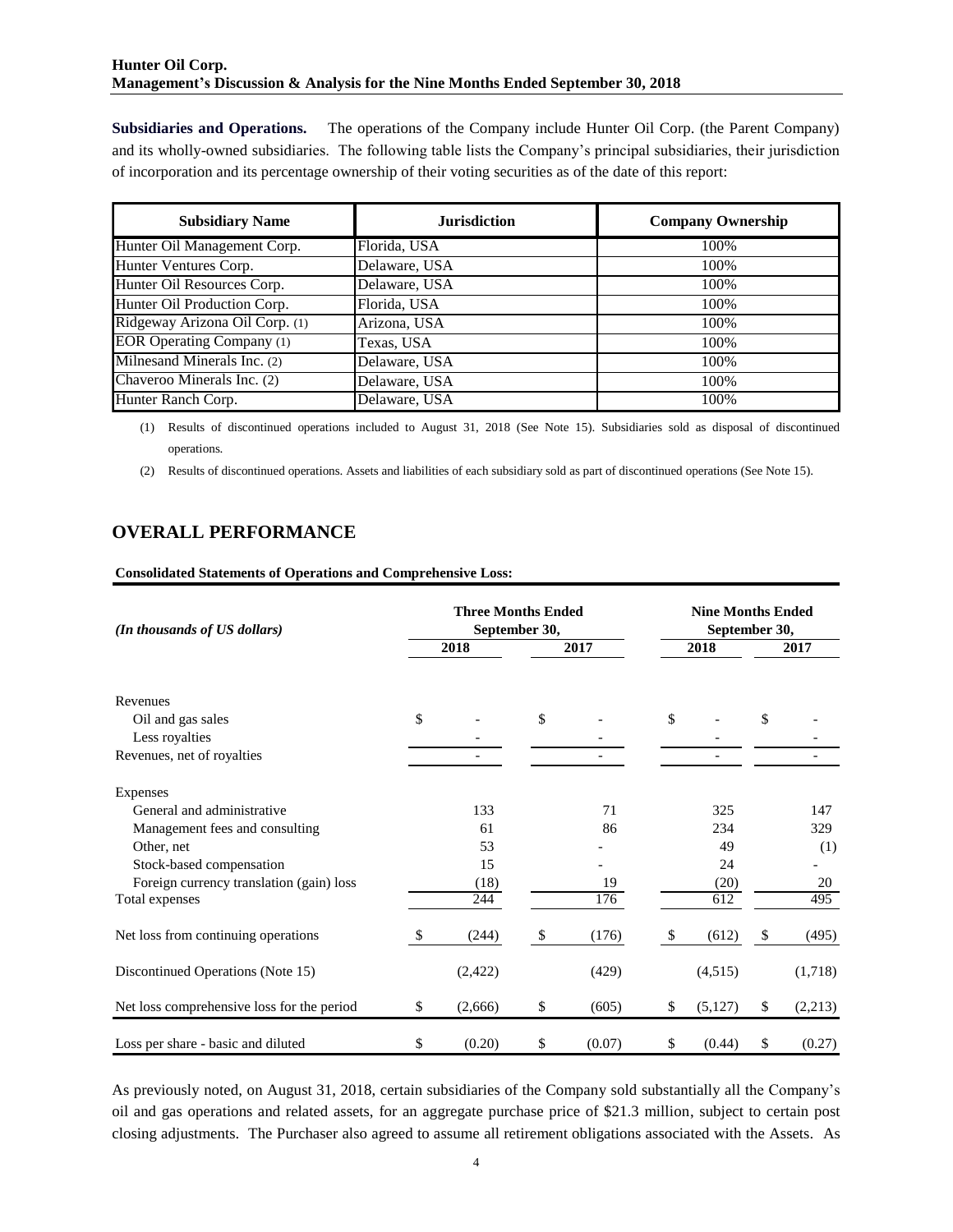**Subsidiaries and Operations.** The operations of the Company include Hunter Oil Corp. (the Parent Company) and its wholly-owned subsidiaries. The following table lists the Company's principal subsidiaries, their jurisdiction of incorporation and its percentage ownership of their voting securities as of the date of this report:

| Subsidiary Name | Jurisdiction | Company Ownership |
|---|---|---|
| Hunter Oil Management Corp. | Florida, USA | 100% |
| Hunter Ventures Corp. | Delaware, USA | 100% |
| Hunter Oil Resources Corp. | Delaware, USA | 100% |
| Hunter Oil Production Corp. | Florida, USA | 100% |
| Ridgeway Arizona Oil Corp. (1) | Arizona, USA | 100% |
| EOR Operating Company (1) | Texas, USA | 100% |
| Milnesand Minerals Inc. (2) | Delaware, USA | 100% |
| Chaveroo Minerals Inc. (2) | Delaware, USA | 100% |
| Hunter Ranch Corp. | Delaware, USA | 100% |

(1) Results of discontinued operations included to August 31, 2018 (See Note 15). Subsidiaries sold as disposal of discontinued operations.

(2) Results of discontinued operations. Assets and liabilities of each subsidiary sold as part of discontinued operations (See Note 15).

## OVERALL PERFORMANCE

**Consolidated Statements of Operations and Comprehensive Loss:**

| *(In thousands of US dollars)* | Three Months Ended September 30, | | Nine Months Ended September 30, | |
|---|---|---|---|---|
| | 2018 | 2017 | 2018 | 2017 |
| Revenues | | | | |
| Oil and gas sales | $ - | $ - | $ - | $ - |
| Less royalties | - | - | - | - |
| Revenues, net of royalties | - | - | - | - |
| Expenses | | | | |
| General and administrative | 133 | 71 | 325 | 147 |
| Management fees and consulting | 61 | 86 | 234 | 329 |
| Other, net | 53 | - | 49 | (1) |
| Stock-based compensation | 15 | - | 24 | - |
| Foreign currency translation (gain) loss | (18) | 19 | (20) | 20 |
| Total expenses | 244 | 176 | 612 | 495 |
| Net loss from continuing operations | $ (244) | $ (176) | $ (612) | $ (495) |
| Discontinued Operations (Note 15) | (2,422) | (429) | (4,515) | (1,718) |
| Net loss comprehensive loss for the period | $ (2,666) | $ (605) | $ (5,127) | $ (2,213) |
| Loss per share - basic and diluted | $ (0.20) | $ (0.07) | $ (0.44) | $ (0.27) |

As previously noted, on August 31, 2018, certain subsidiaries of the Company sold substantially all the Company's oil and gas operations and related assets, for an aggregate purchase price of $21.3 million, subject to certain post closing adjustments. The Purchaser also agreed to assume all retirement obligations associated with the Assets. As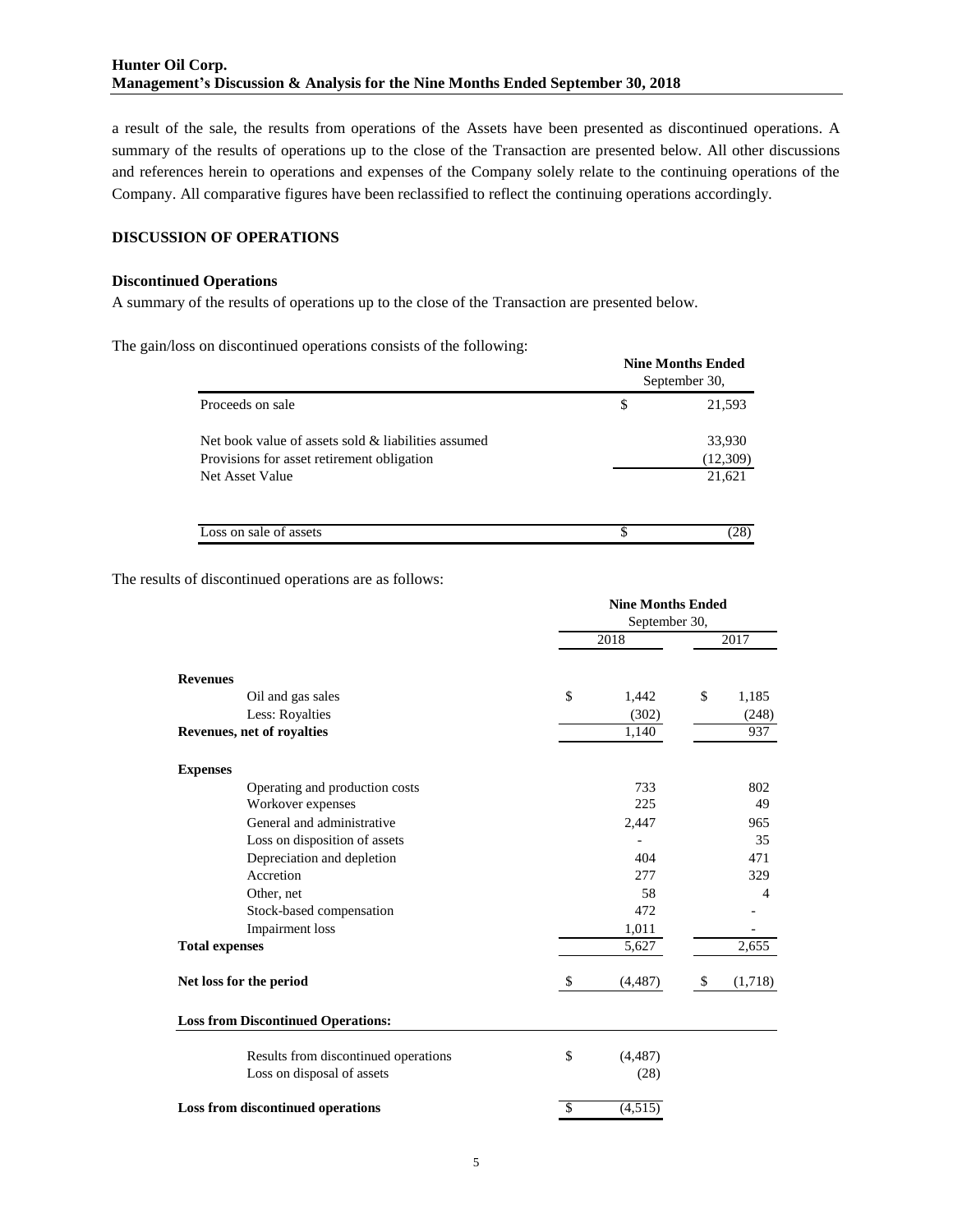a result of the sale, the results from operations of the Assets have been presented as discontinued operations. A summary of the results of operations up to the close of the Transaction are presented below. All other discussions and references herein to operations and expenses of the Company solely relate to the continuing operations of the Company. All comparative figures have been reclassified to reflect the continuing operations accordingly.

## DISCUSSION OF OPERATIONS

### Discontinued Operations

A summary of the results of operations up to the close of the Transaction are presented below.

The gain/loss on discontinued operations consists of the following:

| | Nine Months Ended September 30, |
|---|---|
| Proceeds on sale | $ 21,593 |
| Net book value of assets sold & liabilities assumed | 33,930 |
| Provisions for asset retirement obligation | (12,309) |
| Net Asset Value | 21,621 |
| Loss on sale of assets | $ (28) |

The results of discontinued operations are as follows:

| | Nine Months Ended September 30, 2018 | Nine Months Ended September 30, 2017 |
|---|---|---|
| **Revenues** | | |
| Oil and gas sales | $ 1,442 | $ 1,185 |
| Less: Royalties | (302) | (248) |
| **Revenues, net of royalties** | 1,140 | 937 |
| **Expenses** | | |
| Operating and production costs | 733 | 802 |
| Workover expenses | 225 | 49 |
| General and administrative | 2,447 | 965 |
| Loss on disposition of assets | - | 35 |
| Depreciation and depletion | 404 | 471 |
| Accretion | 277 | 329 |
| Other, net | 58 | 4 |
| Stock-based compensation | 472 | - |
| Impairment loss | 1,011 | - |
| **Total expenses** | 5,627 | 2,655 |
| **Net loss for the period** | $ (4,487) | $ (1,718) |
| **Loss from Discontinued Operations:** | | |
| Results from discontinued operations | $ (4,487) | |
| Loss on disposal of assets | (28) | |
| **Loss from discontinued operations** | $ (4,515) | |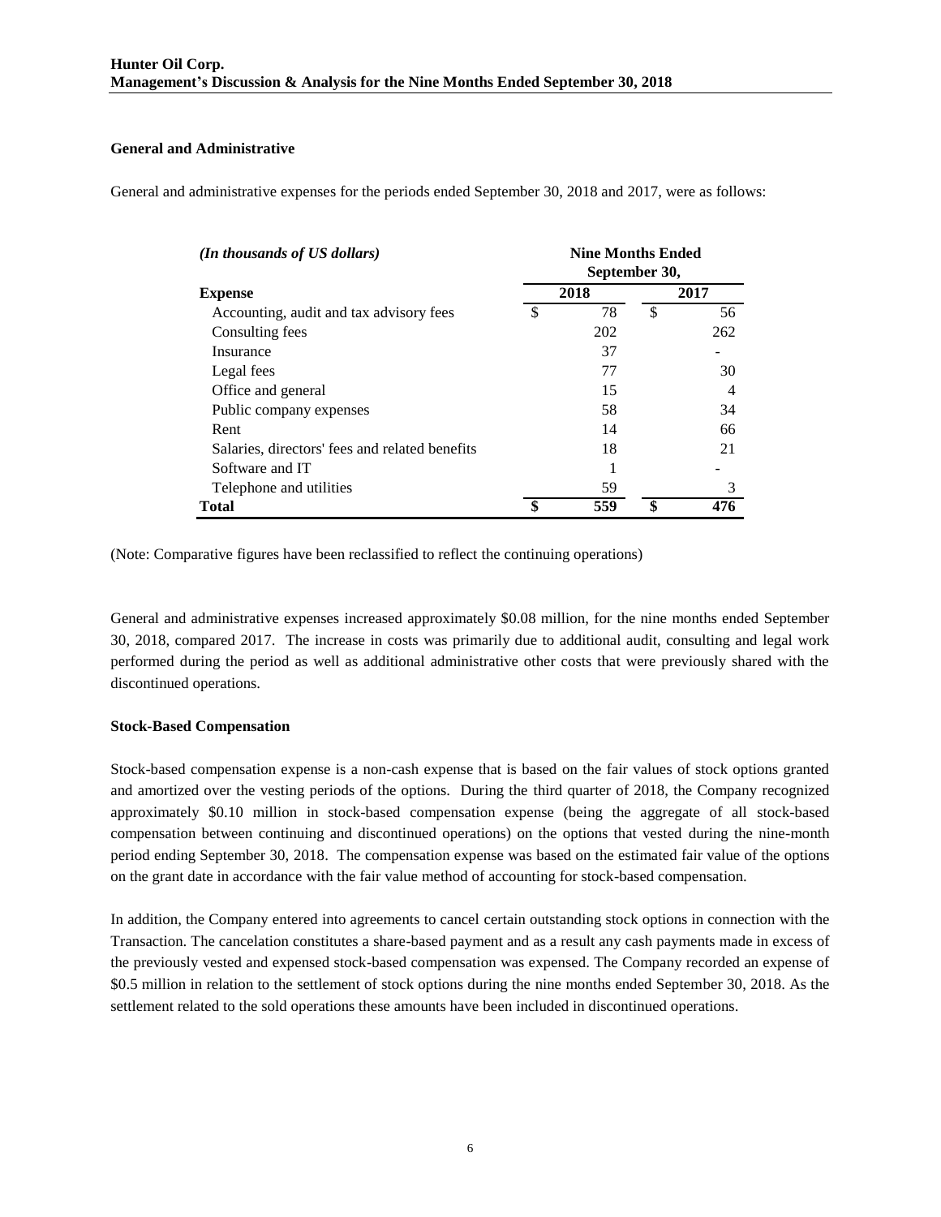## General and Administrative

General and administrative expenses for the periods ended September 30, 2018 and 2017, were as follows:

| *(In thousands of US dollars)* | Nine Months Ended September 30, | |
|---|---|---|
| **Expense** | **2018** | **2017** |
| Accounting, audit and tax advisory fees | $ 78 | $ 56 |
| Consulting fees | 202 | 262 |
| Insurance | 37 | - |
| Legal fees | 77 | 30 |
| Office and general | 15 | 4 |
| Public company expenses | 58 | 34 |
| Rent | 14 | 66 |
| Salaries, directors' fees and related benefits | 18 | 21 |
| Software and IT | 1 | - |
| Telephone and utilities | 59 | 3 |
| **Total** | **$ 559** | **$ 476** |

(Note: Comparative figures have been reclassified to reflect the continuing operations)

General and administrative expenses increased approximately $0.08 million, for the nine months ended September 30, 2018, compared 2017. The increase in costs was primarily due to additional audit, consulting and legal work performed during the period as well as additional administrative other costs that were previously shared with the discontinued operations.

## Stock-Based Compensation

Stock-based compensation expense is a non-cash expense that is based on the fair values of stock options granted and amortized over the vesting periods of the options. During the third quarter of 2018, the Company recognized approximately $0.10 million in stock-based compensation expense (being the aggregate of all stock-based compensation between continuing and discontinued operations) on the options that vested during the nine-month period ending September 30, 2018. The compensation expense was based on the estimated fair value of the options on the grant date in accordance with the fair value method of accounting for stock-based compensation.

In addition, the Company entered into agreements to cancel certain outstanding stock options in connection with the Transaction. The cancelation constitutes a share-based payment and as a result any cash payments made in excess of the previously vested and expensed stock-based compensation was expensed. The Company recorded an expense of $0.5 million in relation to the settlement of stock options during the nine months ended September 30, 2018. As the settlement related to the sold operations these amounts have been included in discontinued operations.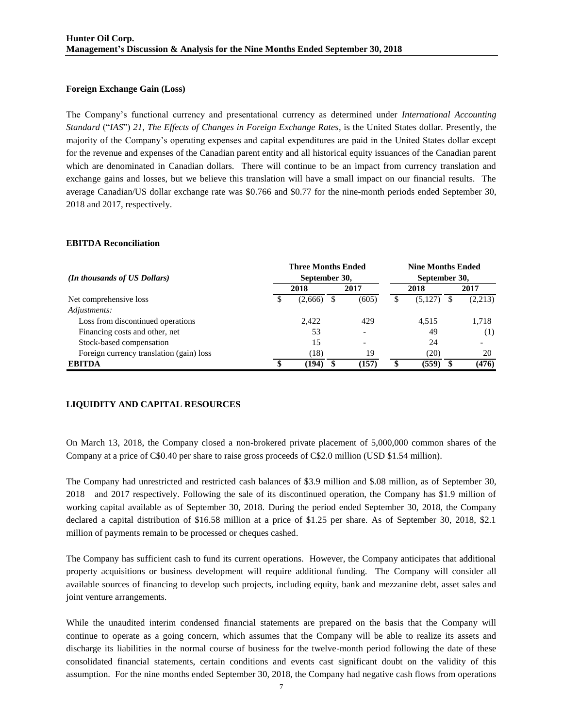#### Foreign Exchange Gain (Loss)

The Company's functional currency and presentational currency as determined under *International Accounting Standard* ("*IAS*") *21*, *The Effects of Changes in Foreign Exchange Rates*, is the United States dollar. Presently, the majority of the Company's operating expenses and capital expenditures are paid in the United States dollar except for the revenue and expenses of the Canadian parent entity and all historical equity issuances of the Canadian parent which are denominated in Canadian dollars. There will continue to be an impact from currency translation and exchange gains and losses, but we believe this translation will have a small impact on our financial results. The average Canadian/US dollar exchange rate was $0.766 and $0.77 for the nine-month periods ended September 30, 2018 and 2017, respectively.

#### EBITDA Reconciliation

| *(In thousands of US Dollars)* | Three Months Ended September 30, | | Nine Months Ended September 30, | |
|---|---|---|---|---|
| | 2018 | 2017 | 2018 | 2017 |
| Net comprehensive loss | $ (2,666) | $ (605) | $ (5,127) | $ (2,213) |
| *Adjustments:* | | | | |
| Loss from discontinued operations | 2,422 | 429 | 4,515 | 1,718 |
| Financing costs and other, net | 53 | - | 49 | (1) |
| Stock-based compensation | 15 | - | 24 | - |
| Foreign currency translation (gain) loss | (18) | 19 | (20) | 20 |
| **EBITDA** | **$ (194)** | **$ (157)** | **$ (559)** | **$ (476)** |

## LIQUIDITY AND CAPITAL RESOURCES

On March 13, 2018, the Company closed a non-brokered private placement of 5,000,000 common shares of the Company at a price of C$0.40 per share to raise gross proceeds of C$2.0 million (USD $1.54 million).

The Company had unrestricted and restricted cash balances of $3.9 million and $.08 million, as of September 30, 2018 and 2017 respectively. Following the sale of its discontinued operation, the Company has $1.9 million of working capital available as of September 30, 2018. During the period ended September 30, 2018, the Company declared a capital distribution of $16.58 million at a price of $1.25 per share. As of September 30, 2018, $2.1 million of payments remain to be processed or cheques cashed.

The Company has sufficient cash to fund its current operations. However, the Company anticipates that additional property acquisitions or business development will require additional funding. The Company will consider all available sources of financing to develop such projects, including equity, bank and mezzanine debt, asset sales and joint venture arrangements.

While the unaudited interim condensed financial statements are prepared on the basis that the Company will continue to operate as a going concern, which assumes that the Company will be able to realize its assets and discharge its liabilities in the normal course of business for the twelve-month period following the date of these consolidated financial statements, certain conditions and events cast significant doubt on the validity of this assumption. For the nine months ended September 30, 2018, the Company had negative cash flows from operations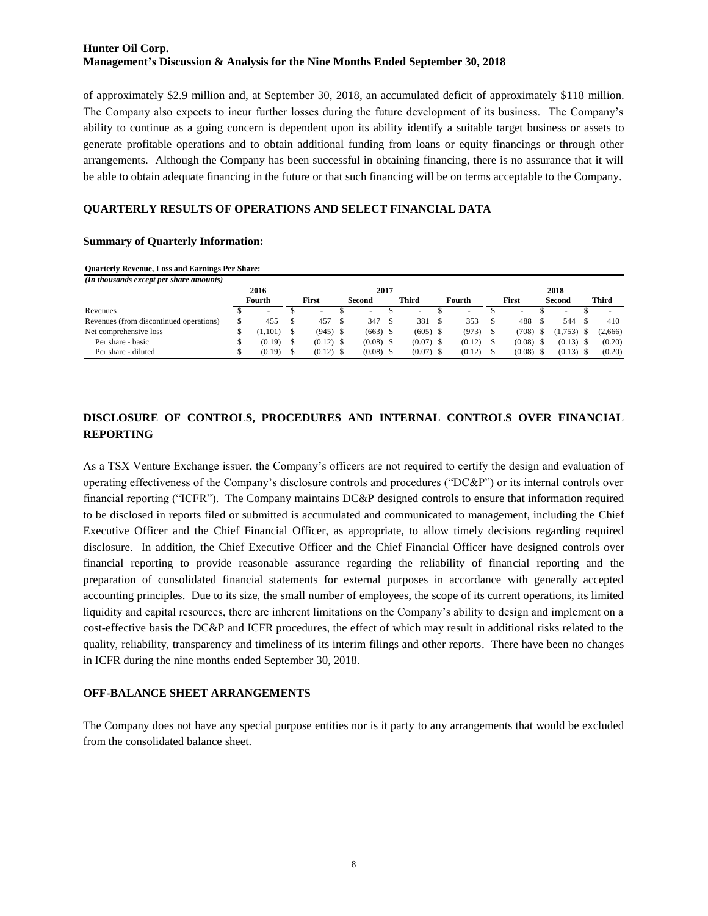of approximately $2.9 million and, at September 30, 2018, an accumulated deficit of approximately $118 million. The Company also expects to incur further losses during the future development of its business. The Company's ability to continue as a going concern is dependent upon its ability identify a suitable target business or assets to generate profitable operations and to obtain additional funding from loans or equity financings or through other arrangements. Although the Company has been successful in obtaining financing, there is no assurance that it will be able to obtain adequate financing in the future or that such financing will be on terms acceptable to the Company.

## QUARTERLY RESULTS OF OPERATIONS AND SELECT FINANCIAL DATA

### Summary of Quarterly Information:

**Quarterly Revenue, Loss and Earnings Per Share:**

*(In thousands except per share amounts)*

| | 2016 | 2017 | | | | 2018 | | |
|---|---|---|---|---|---|---|---|---|
| | Fourth | First | Second | Third | Fourth | First | Second | Third |
| Revenues | $ - | $ - | $ - | $ - | $ - | $ - | $ - | $ - |
| Revenues (from discontinued operations) | $ 455 | $ 457 | $ 347 | $ 381 | $ 353 | $ 488 | $ 544 | $ 410 |
| Net comprehensive loss | $ (1,101) | $ (945) | $ (663) | $ (605) | $ (973) | $ (708) | $ (1,753) | $ (2,666) |
| Per share - basic | $ (0.19) | $ (0.12) | $ (0.08) | $ (0.07) | $ (0.12) | $ (0.08) | $ (0.13) | $ (0.20) |
| Per share - diluted | $ (0.19) | $ (0.12) | $ (0.08) | $ (0.07) | $ (0.12) | $ (0.08) | $ (0.13) | $ (0.20) |

## DISCLOSURE OF CONTROLS, PROCEDURES AND INTERNAL CONTROLS OVER FINANCIAL REPORTING

As a TSX Venture Exchange issuer, the Company's officers are not required to certify the design and evaluation of operating effectiveness of the Company's disclosure controls and procedures ("DC&P") or its internal controls over financial reporting ("ICFR"). The Company maintains DC&P designed controls to ensure that information required to be disclosed in reports filed or submitted is accumulated and communicated to management, including the Chief Executive Officer and the Chief Financial Officer, as appropriate, to allow timely decisions regarding required disclosure. In addition, the Chief Executive Officer and the Chief Financial Officer have designed controls over financial reporting to provide reasonable assurance regarding the reliability of financial reporting and the preparation of consolidated financial statements for external purposes in accordance with generally accepted accounting principles. Due to its size, the small number of employees, the scope of its current operations, its limited liquidity and capital resources, there are inherent limitations on the Company's ability to design and implement on a cost-effective basis the DC&P and ICFR procedures, the effect of which may result in additional risks related to the quality, reliability, transparency and timeliness of its interim filings and other reports. There have been no changes in ICFR during the nine months ended September 30, 2018.

## OFF-BALANCE SHEET ARRANGEMENTS

The Company does not have any special purpose entities nor is it party to any arrangements that would be excluded from the consolidated balance sheet.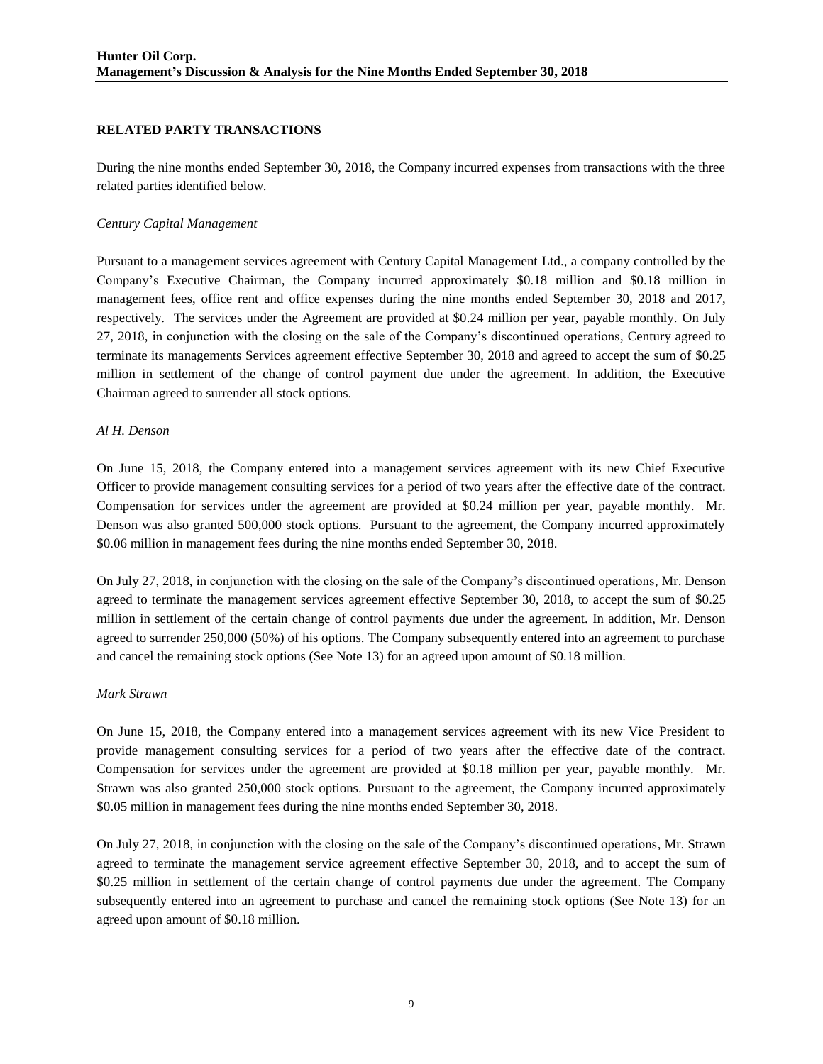## RELATED PARTY TRANSACTIONS

During the nine months ended September 30, 2018, the Company incurred expenses from transactions with the three related parties identified below.

*Century Capital Management*

Pursuant to a management services agreement with Century Capital Management Ltd., a company controlled by the Company's Executive Chairman, the Company incurred approximately \$0.18 million and \$0.18 million in management fees, office rent and office expenses during the nine months ended September 30, 2018 and 2017, respectively. The services under the Agreement are provided at \$0.24 million per year, payable monthly. On July 27, 2018, in conjunction with the closing on the sale of the Company's discontinued operations, Century agreed to terminate its managements Services agreement effective September 30, 2018 and agreed to accept the sum of \$0.25 million in settlement of the change of control payment due under the agreement. In addition, the Executive Chairman agreed to surrender all stock options.

*Al H. Denson*

On June 15, 2018, the Company entered into a management services agreement with its new Chief Executive Officer to provide management consulting services for a period of two years after the effective date of the contract. Compensation for services under the agreement are provided at \$0.24 million per year, payable monthly. Mr. Denson was also granted 500,000 stock options. Pursuant to the agreement, the Company incurred approximately \$0.06 million in management fees during the nine months ended September 30, 2018.

On July 27, 2018, in conjunction with the closing on the sale of the Company's discontinued operations, Mr. Denson agreed to terminate the management services agreement effective September 30, 2018, to accept the sum of \$0.25 million in settlement of the certain change of control payments due under the agreement. In addition, Mr. Denson agreed to surrender 250,000 (50%) of his options. The Company subsequently entered into an agreement to purchase and cancel the remaining stock options (See Note 13) for an agreed upon amount of \$0.18 million.

*Mark Strawn*

On June 15, 2018, the Company entered into a management services agreement with its new Vice President to provide management consulting services for a period of two years after the effective date of the contract. Compensation for services under the agreement are provided at \$0.18 million per year, payable monthly. Mr. Strawn was also granted 250,000 stock options. Pursuant to the agreement, the Company incurred approximately \$0.05 million in management fees during the nine months ended September 30, 2018.

On July 27, 2018, in conjunction with the closing on the sale of the Company's discontinued operations, Mr. Strawn agreed to terminate the management service agreement effective September 30, 2018, and to accept the sum of \$0.25 million in settlement of the certain change of control payments due under the agreement. The Company subsequently entered into an agreement to purchase and cancel the remaining stock options (See Note 13) for an agreed upon amount of \$0.18 million.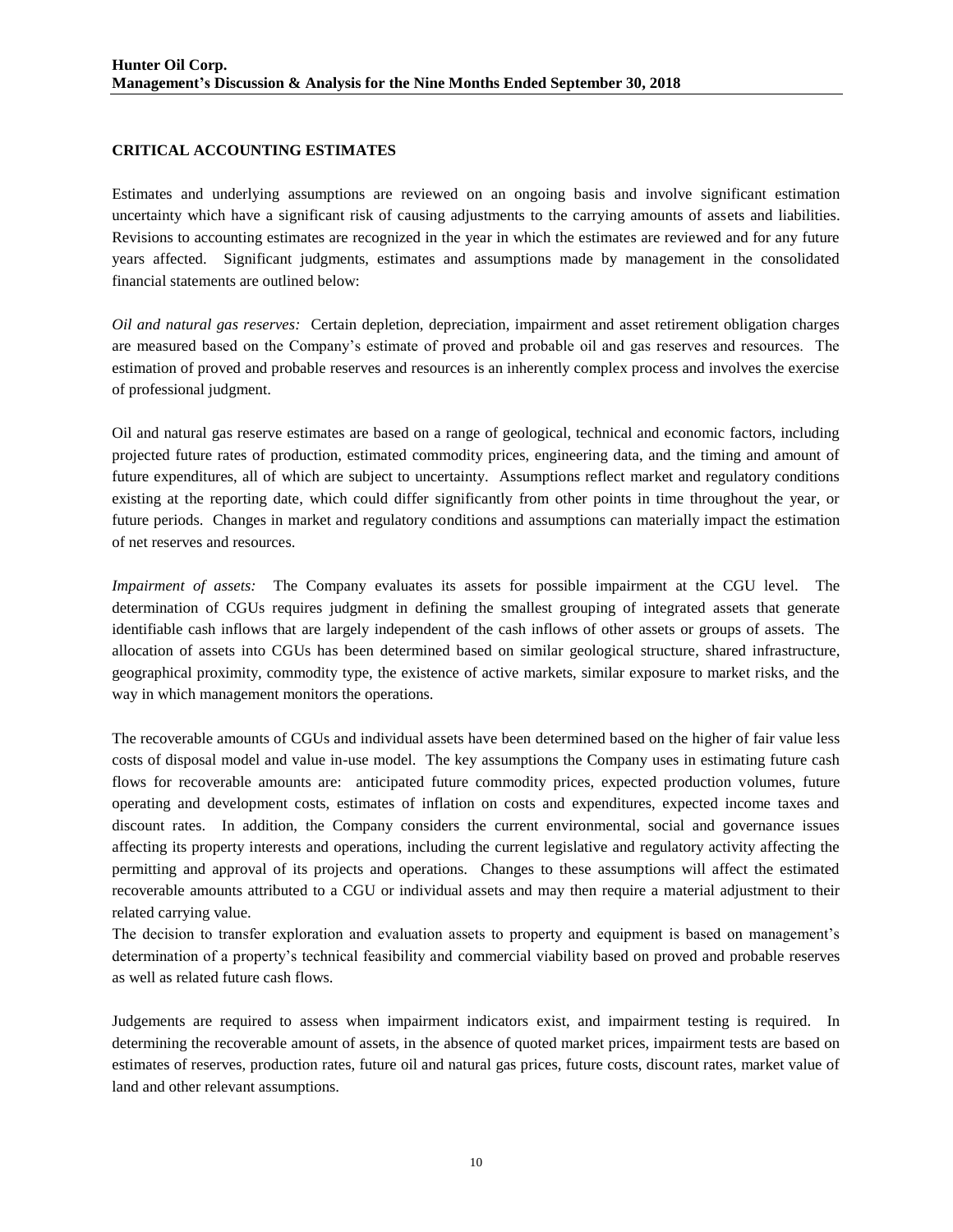## CRITICAL ACCOUNTING ESTIMATES

Estimates and underlying assumptions are reviewed on an ongoing basis and involve significant estimation uncertainty which have a significant risk of causing adjustments to the carrying amounts of assets and liabilities. Revisions to accounting estimates are recognized in the year in which the estimates are reviewed and for any future years affected. Significant judgments, estimates and assumptions made by management in the consolidated financial statements are outlined below:

*Oil and natural gas reserves:* Certain depletion, depreciation, impairment and asset retirement obligation charges are measured based on the Company's estimate of proved and probable oil and gas reserves and resources. The estimation of proved and probable reserves and resources is an inherently complex process and involves the exercise of professional judgment.

Oil and natural gas reserve estimates are based on a range of geological, technical and economic factors, including projected future rates of production, estimated commodity prices, engineering data, and the timing and amount of future expenditures, all of which are subject to uncertainty. Assumptions reflect market and regulatory conditions existing at the reporting date, which could differ significantly from other points in time throughout the year, or future periods. Changes in market and regulatory conditions and assumptions can materially impact the estimation of net reserves and resources.

*Impairment of assets:* The Company evaluates its assets for possible impairment at the CGU level. The determination of CGUs requires judgment in defining the smallest grouping of integrated assets that generate identifiable cash inflows that are largely independent of the cash inflows of other assets or groups of assets. The allocation of assets into CGUs has been determined based on similar geological structure, shared infrastructure, geographical proximity, commodity type, the existence of active markets, similar exposure to market risks, and the way in which management monitors the operations.

The recoverable amounts of CGUs and individual assets have been determined based on the higher of fair value less costs of disposal model and value in-use model. The key assumptions the Company uses in estimating future cash flows for recoverable amounts are: anticipated future commodity prices, expected production volumes, future operating and development costs, estimates of inflation on costs and expenditures, expected income taxes and discount rates. In addition, the Company considers the current environmental, social and governance issues affecting its property interests and operations, including the current legislative and regulatory activity affecting the permitting and approval of its projects and operations. Changes to these assumptions will affect the estimated recoverable amounts attributed to a CGU or individual assets and may then require a material adjustment to their related carrying value.

The decision to transfer exploration and evaluation assets to property and equipment is based on management's determination of a property's technical feasibility and commercial viability based on proved and probable reserves as well as related future cash flows.

Judgements are required to assess when impairment indicators exist, and impairment testing is required. In determining the recoverable amount of assets, in the absence of quoted market prices, impairment tests are based on estimates of reserves, production rates, future oil and natural gas prices, future costs, discount rates, market value of land and other relevant assumptions.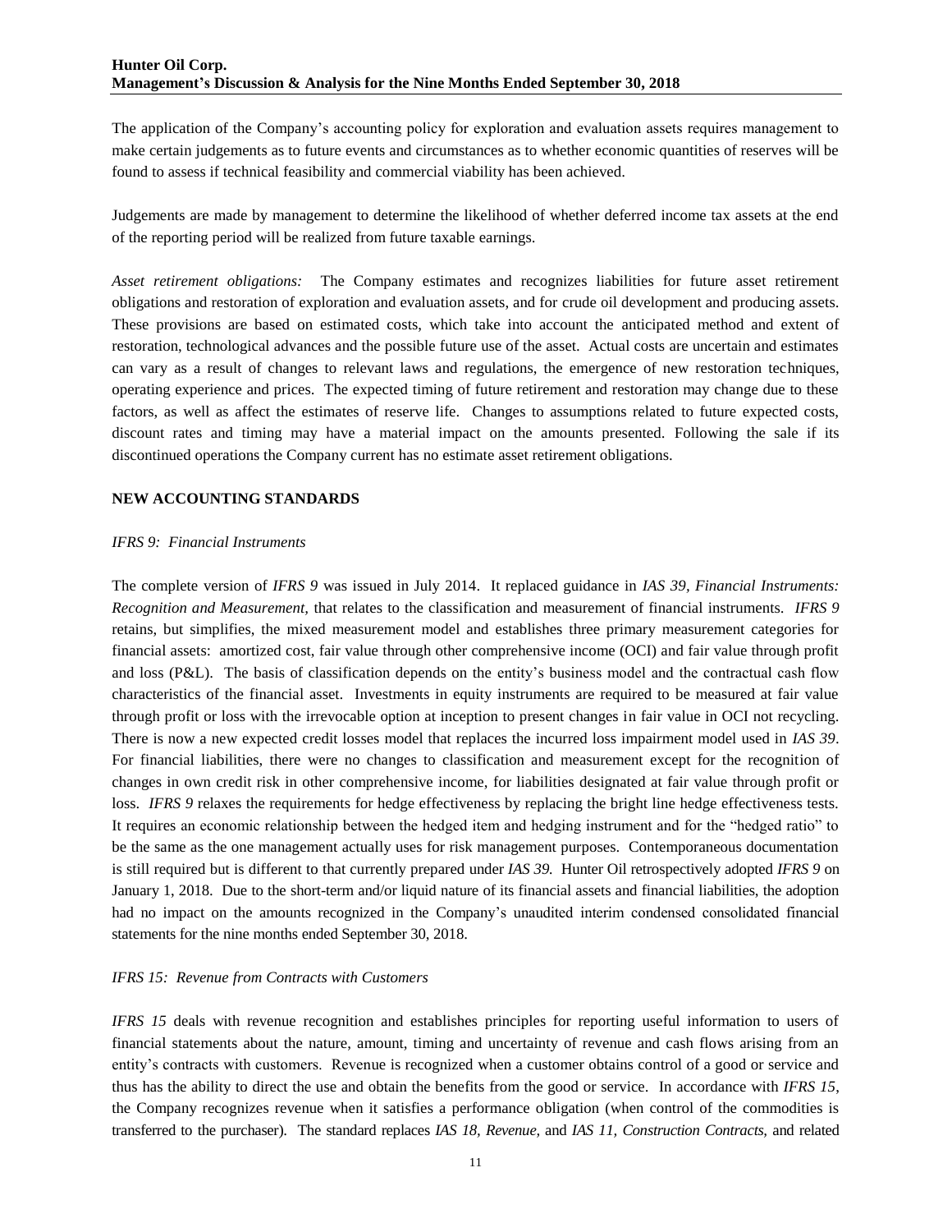The application of the Company's accounting policy for exploration and evaluation assets requires management to make certain judgements as to future events and circumstances as to whether economic quantities of reserves will be found to assess if technical feasibility and commercial viability has been achieved.

Judgements are made by management to determine the likelihood of whether deferred income tax assets at the end of the reporting period will be realized from future taxable earnings.

*Asset retirement obligations:* The Company estimates and recognizes liabilities for future asset retirement obligations and restoration of exploration and evaluation assets, and for crude oil development and producing assets. These provisions are based on estimated costs, which take into account the anticipated method and extent of restoration, technological advances and the possible future use of the asset. Actual costs are uncertain and estimates can vary as a result of changes to relevant laws and regulations, the emergence of new restoration techniques, operating experience and prices. The expected timing of future retirement and restoration may change due to these factors, as well as affect the estimates of reserve life. Changes to assumptions related to future expected costs, discount rates and timing may have a material impact on the amounts presented. Following the sale if its discontinued operations the Company current has no estimate asset retirement obligations.

## NEW ACCOUNTING STANDARDS

*IFRS 9: Financial Instruments*

The complete version of *IFRS 9* was issued in July 2014. It replaced guidance in *IAS 39, Financial Instruments: Recognition and Measurement,* that relates to the classification and measurement of financial instruments. *IFRS 9* retains, but simplifies, the mixed measurement model and establishes three primary measurement categories for financial assets: amortized cost, fair value through other comprehensive income (OCI) and fair value through profit and loss (P&L). The basis of classification depends on the entity's business model and the contractual cash flow characteristics of the financial asset. Investments in equity instruments are required to be measured at fair value through profit or loss with the irrevocable option at inception to present changes in fair value in OCI not recycling. There is now a new expected credit losses model that replaces the incurred loss impairment model used in *IAS 39*. For financial liabilities, there were no changes to classification and measurement except for the recognition of changes in own credit risk in other comprehensive income, for liabilities designated at fair value through profit or loss. *IFRS 9* relaxes the requirements for hedge effectiveness by replacing the bright line hedge effectiveness tests. It requires an economic relationship between the hedged item and hedging instrument and for the "hedged ratio" to be the same as the one management actually uses for risk management purposes. Contemporaneous documentation is still required but is different to that currently prepared under *IAS 39.* Hunter Oil retrospectively adopted *IFRS 9* on January 1, 2018. Due to the short-term and/or liquid nature of its financial assets and financial liabilities, the adoption had no impact on the amounts recognized in the Company's unaudited interim condensed consolidated financial statements for the nine months ended September 30, 2018.

*IFRS 15: Revenue from Contracts with Customers*

*IFRS 15* deals with revenue recognition and establishes principles for reporting useful information to users of financial statements about the nature, amount, timing and uncertainty of revenue and cash flows arising from an entity's contracts with customers. Revenue is recognized when a customer obtains control of a good or service and thus has the ability to direct the use and obtain the benefits from the good or service. In accordance with *IFRS 15*, the Company recognizes revenue when it satisfies a performance obligation (when control of the commodities is transferred to the purchaser). The standard replaces *IAS 18, Revenue,* and *IAS 11, Construction Contracts,* and related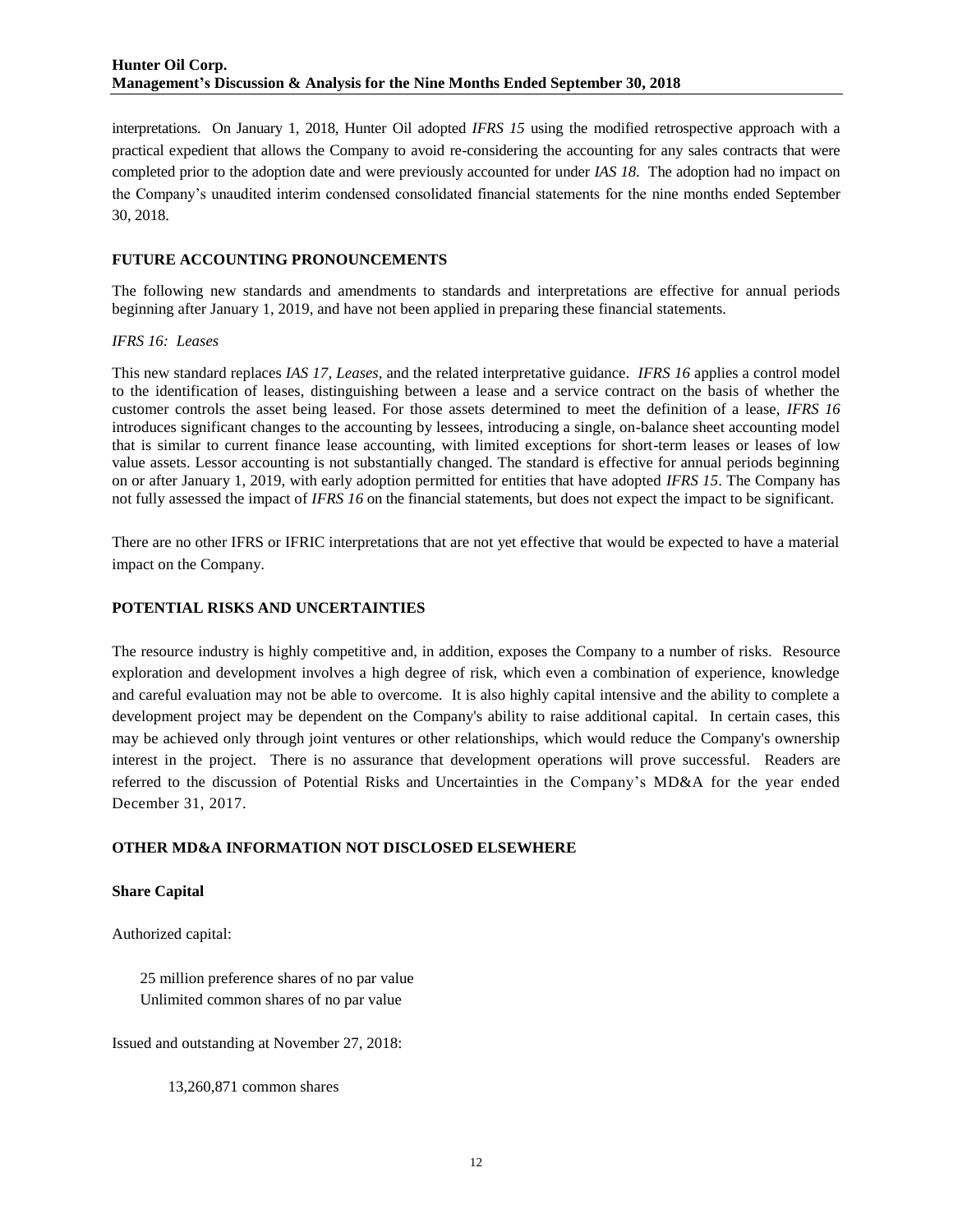interpretations. On January 1, 2018, Hunter Oil adopted *IFRS 15* using the modified retrospective approach with a practical expedient that allows the Company to avoid re-considering the accounting for any sales contracts that were completed prior to the adoption date and were previously accounted for under *IAS 18*. The adoption had no impact on the Company's unaudited interim condensed consolidated financial statements for the nine months ended September 30, 2018.

## FUTURE ACCOUNTING PRONOUNCEMENTS

The following new standards and amendments to standards and interpretations are effective for annual periods beginning after January 1, 2019, and have not been applied in preparing these financial statements.

*IFRS 16: Leases*

This new standard replaces *IAS 17, Leases,* and the related interpretative guidance. *IFRS 16* applies a control model to the identification of leases, distinguishing between a lease and a service contract on the basis of whether the customer controls the asset being leased. For those assets determined to meet the definition of a lease, *IFRS 16* introduces significant changes to the accounting by lessees, introducing a single, on-balance sheet accounting model that is similar to current finance lease accounting, with limited exceptions for short-term leases or leases of low value assets. Lessor accounting is not substantially changed. The standard is effective for annual periods beginning on or after January 1, 2019, with early adoption permitted for entities that have adopted *IFRS 15*. The Company has not fully assessed the impact of *IFRS 16* on the financial statements, but does not expect the impact to be significant.

There are no other IFRS or IFRIC interpretations that are not yet effective that would be expected to have a material impact on the Company.

## POTENTIAL RISKS AND UNCERTAINTIES

The resource industry is highly competitive and, in addition, exposes the Company to a number of risks. Resource exploration and development involves a high degree of risk, which even a combination of experience, knowledge and careful evaluation may not be able to overcome. It is also highly capital intensive and the ability to complete a development project may be dependent on the Company's ability to raise additional capital. In certain cases, this may be achieved only through joint ventures or other relationships, which would reduce the Company's ownership interest in the project. There is no assurance that development operations will prove successful. Readers are referred to the discussion of Potential Risks and Uncertainties in the Company's MD&A for the year ended December 31, 2017.

## OTHER MD&A INFORMATION NOT DISCLOSED ELSEWHERE

### Share Capital

Authorized capital:

25 million preference shares of no par value
Unlimited common shares of no par value

Issued and outstanding at November 27, 2018:

13,260,871 common shares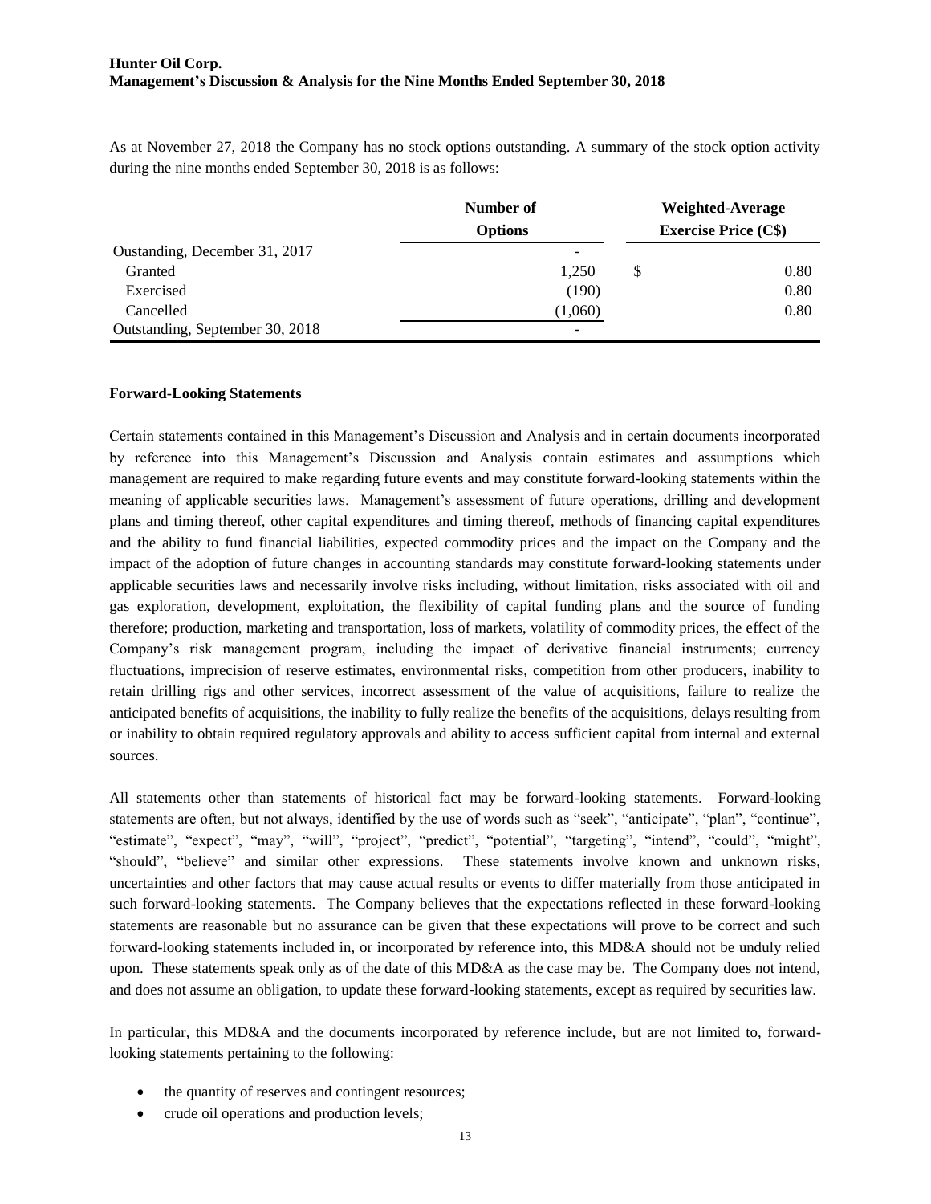As at November 27, 2018 the Company has no stock options outstanding. A summary of the stock option activity during the nine months ended September 30, 2018 is as follows:

| | Number of Options | Weighted-Average Exercise Price (C$) |
|---|---|---|
| Oustanding, December 31, 2017 | - | |
| Granted | 1,250 | $ 0.80 |
| Exercised | (190) | 0.80 |
| Cancelled | (1,060) | 0.80 |
| Outstanding, September 30, 2018 | - | |

**Forward-Looking Statements**

Certain statements contained in this Management's Discussion and Analysis and in certain documents incorporated by reference into this Management's Discussion and Analysis contain estimates and assumptions which management are required to make regarding future events and may constitute forward-looking statements within the meaning of applicable securities laws. Management's assessment of future operations, drilling and development plans and timing thereof, other capital expenditures and timing thereof, methods of financing capital expenditures and the ability to fund financial liabilities, expected commodity prices and the impact on the Company and the impact of the adoption of future changes in accounting standards may constitute forward-looking statements under applicable securities laws and necessarily involve risks including, without limitation, risks associated with oil and gas exploration, development, exploitation, the flexibility of capital funding plans and the source of funding therefore; production, marketing and transportation, loss of markets, volatility of commodity prices, the effect of the Company's risk management program, including the impact of derivative financial instruments; currency fluctuations, imprecision of reserve estimates, environmental risks, competition from other producers, inability to retain drilling rigs and other services, incorrect assessment of the value of acquisitions, failure to realize the anticipated benefits of acquisitions, the inability to fully realize the benefits of the acquisitions, delays resulting from or inability to obtain required regulatory approvals and ability to access sufficient capital from internal and external sources.

All statements other than statements of historical fact may be forward-looking statements. Forward-looking statements are often, but not always, identified by the use of words such as "seek", "anticipate", "plan", "continue", "estimate", "expect", "may", "will", "project", "predict", "potential", "targeting", "intend", "could", "might", "should", "believe" and similar other expressions. These statements involve known and unknown risks, uncertainties and other factors that may cause actual results or events to differ materially from those anticipated in such forward-looking statements. The Company believes that the expectations reflected in these forward-looking statements are reasonable but no assurance can be given that these expectations will prove to be correct and such forward-looking statements included in, or incorporated by reference into, this MD&A should not be unduly relied upon. These statements speak only as of the date of this MD&A as the case may be. The Company does not intend, and does not assume an obligation, to update these forward-looking statements, except as required by securities law.

In particular, this MD&A and the documents incorporated by reference include, but are not limited to, forward-looking statements pertaining to the following:

- the quantity of reserves and contingent resources;
- crude oil operations and production levels;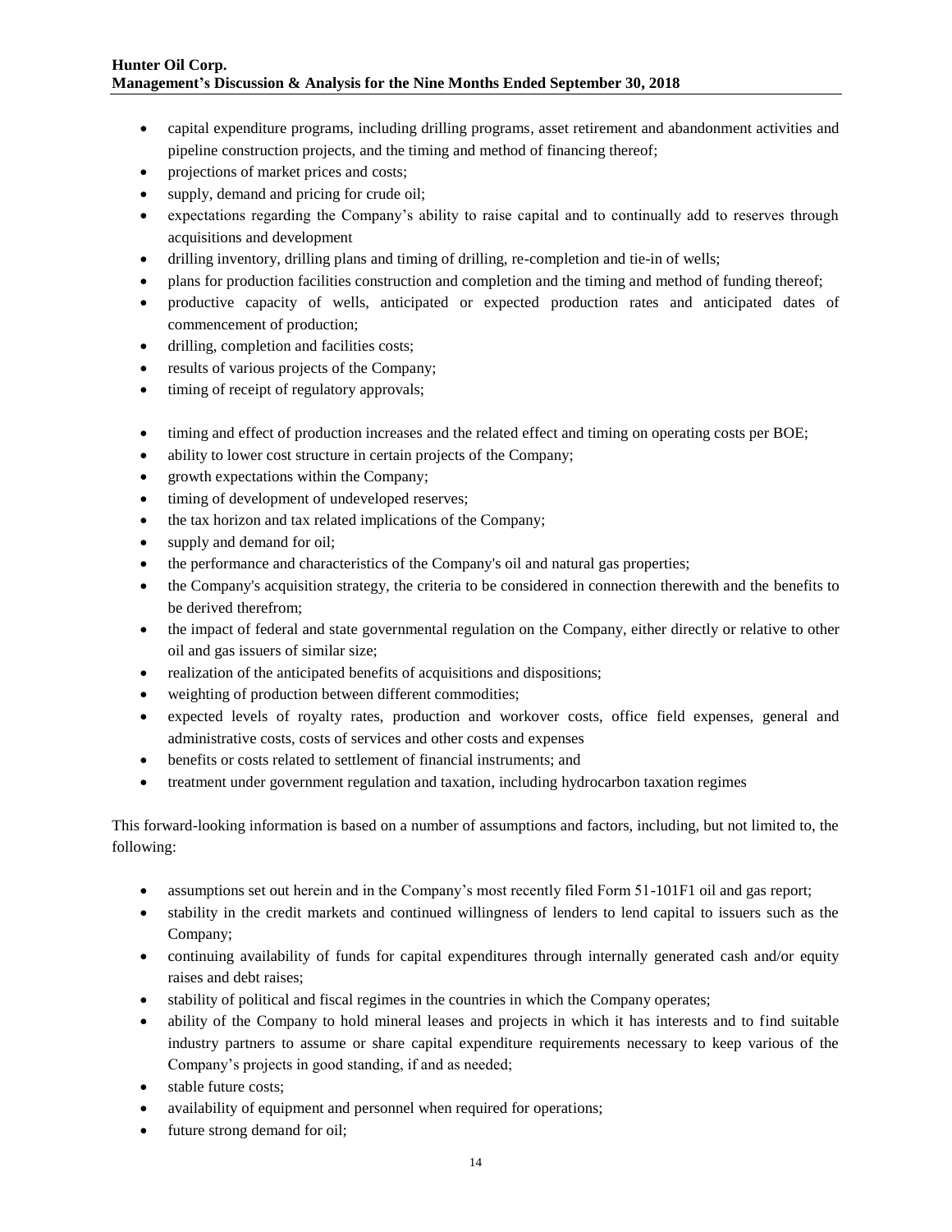- capital expenditure programs, including drilling programs, asset retirement and abandonment activities and pipeline construction projects, and the timing and method of financing thereof;
- projections of market prices and costs;
- supply, demand and pricing for crude oil;
- expectations regarding the Company's ability to raise capital and to continually add to reserves through acquisitions and development
- drilling inventory, drilling plans and timing of drilling, re-completion and tie-in of wells;
- plans for production facilities construction and completion and the timing and method of funding thereof;
- productive capacity of wells, anticipated or expected production rates and anticipated dates of commencement of production;
- drilling, completion and facilities costs;
- results of various projects of the Company;
- timing of receipt of regulatory approvals;
- timing and effect of production increases and the related effect and timing on operating costs per BOE;
- ability to lower cost structure in certain projects of the Company;
- growth expectations within the Company;
- timing of development of undeveloped reserves;
- the tax horizon and tax related implications of the Company;
- supply and demand for oil;
- the performance and characteristics of the Company's oil and natural gas properties;
- the Company's acquisition strategy, the criteria to be considered in connection therewith and the benefits to be derived therefrom;
- the impact of federal and state governmental regulation on the Company, either directly or relative to other oil and gas issuers of similar size;
- realization of the anticipated benefits of acquisitions and dispositions;
- weighting of production between different commodities;
- expected levels of royalty rates, production and workover costs, office field expenses, general and administrative costs, costs of services and other costs and expenses
- benefits or costs related to settlement of financial instruments; and
- treatment under government regulation and taxation, including hydrocarbon taxation regimes

This forward-looking information is based on a number of assumptions and factors, including, but not limited to, the following:

- assumptions set out herein and in the Company's most recently filed Form 51-101F1 oil and gas report;
- stability in the credit markets and continued willingness of lenders to lend capital to issuers such as the Company;
- continuing availability of funds for capital expenditures through internally generated cash and/or equity raises and debt raises;
- stability of political and fiscal regimes in the countries in which the Company operates;
- ability of the Company to hold mineral leases and projects in which it has interests and to find suitable industry partners to assume or share capital expenditure requirements necessary to keep various of the Company's projects in good standing, if and as needed;
- stable future costs;
- availability of equipment and personnel when required for operations;
- future strong demand for oil;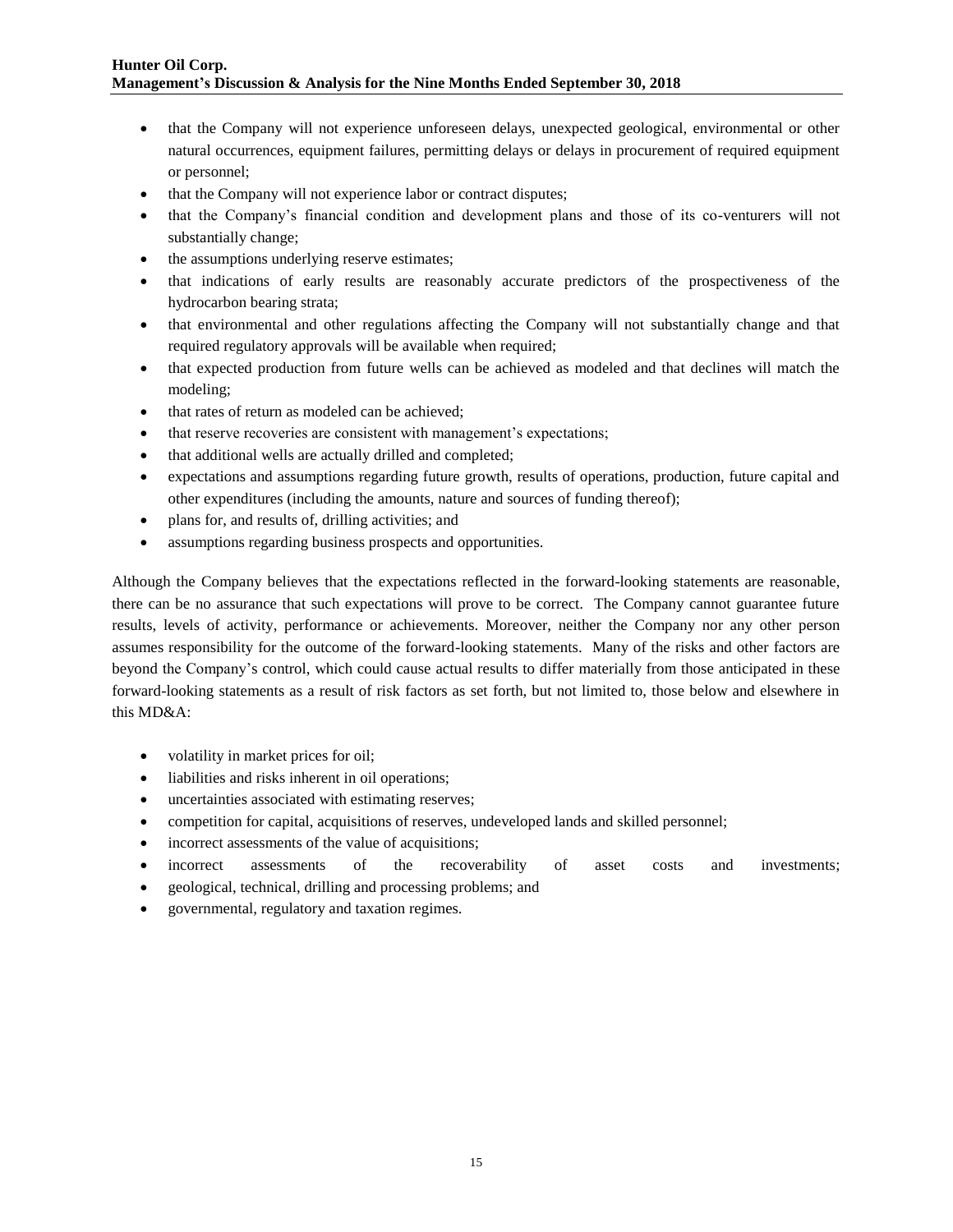- that the Company will not experience unforeseen delays, unexpected geological, environmental or other natural occurrences, equipment failures, permitting delays or delays in procurement of required equipment or personnel;
- that the Company will not experience labor or contract disputes;
- that the Company's financial condition and development plans and those of its co-venturers will not substantially change;
- the assumptions underlying reserve estimates;
- that indications of early results are reasonably accurate predictors of the prospectiveness of the hydrocarbon bearing strata;
- that environmental and other regulations affecting the Company will not substantially change and that required regulatory approvals will be available when required;
- that expected production from future wells can be achieved as modeled and that declines will match the modeling;
- that rates of return as modeled can be achieved;
- that reserve recoveries are consistent with management's expectations;
- that additional wells are actually drilled and completed;
- expectations and assumptions regarding future growth, results of operations, production, future capital and other expenditures (including the amounts, nature and sources of funding thereof);
- plans for, and results of, drilling activities; and
- assumptions regarding business prospects and opportunities.

Although the Company believes that the expectations reflected in the forward-looking statements are reasonable, there can be no assurance that such expectations will prove to be correct. The Company cannot guarantee future results, levels of activity, performance or achievements. Moreover, neither the Company nor any other person assumes responsibility for the outcome of the forward-looking statements. Many of the risks and other factors are beyond the Company's control, which could cause actual results to differ materially from those anticipated in these forward-looking statements as a result of risk factors as set forth, but not limited to, those below and elsewhere in this MD&A:

- volatility in market prices for oil;
- liabilities and risks inherent in oil operations;
- uncertainties associated with estimating reserves;
- competition for capital, acquisitions of reserves, undeveloped lands and skilled personnel;
- incorrect assessments of the value of acquisitions;
- incorrect assessments of the recoverability of asset costs and investments;
- geological, technical, drilling and processing problems; and
- governmental, regulatory and taxation regimes.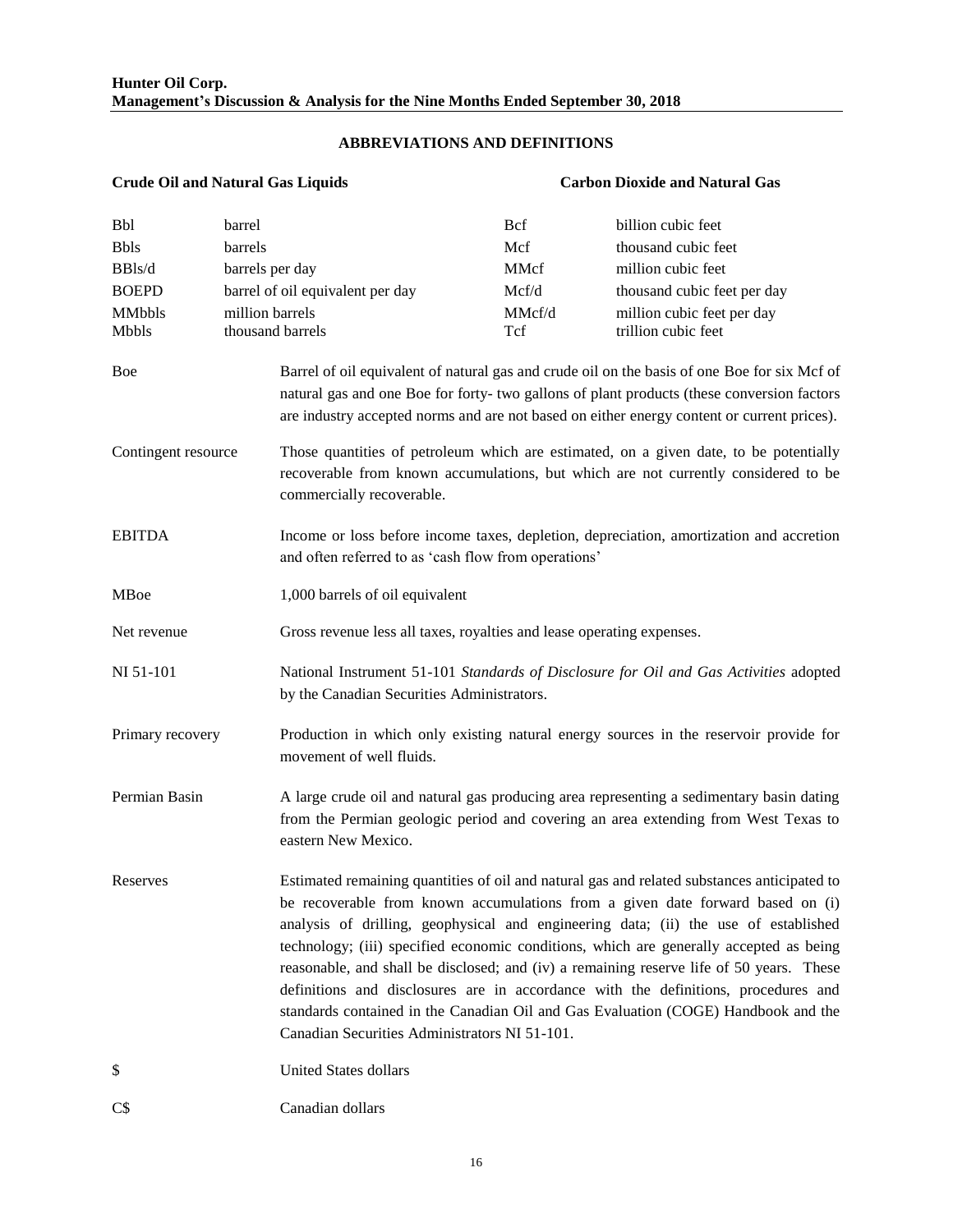## ABBREVIATIONS AND DEFINITIONS

| Crude Oil and Natural Gas Liquids | | Carbon Dioxide and Natural Gas | |
|---|---|---|---|
| Bbl | barrel | Bcf | billion cubic feet |
| Bbls | barrels | Mcf | thousand cubic feet |
| BBls/d | barrels per day | MMcf | million cubic feet |
| BOEPD | barrel of oil equivalent per day | Mcf/d | thousand cubic feet per day |
| MMbbls | million barrels | MMcf/d | million cubic feet per day |
| Mbbls | thousand barrels | Tcf | trillion cubic feet |

| | |
|---|---|
| Boe | Barrel of oil equivalent of natural gas and crude oil on the basis of one Boe for six Mcf of natural gas and one Boe for forty- two gallons of plant products (these conversion factors are industry accepted norms and are not based on either energy content or current prices). |
| Contingent resource | Those quantities of petroleum which are estimated, on a given date, to be potentially recoverable from known accumulations, but which are not currently considered to be commercially recoverable. |
| EBITDA | Income or loss before income taxes, depletion, depreciation, amortization and accretion and often referred to as 'cash flow from operations' |
| MBoe | 1,000 barrels of oil equivalent |
| Net revenue | Gross revenue less all taxes, royalties and lease operating expenses. |
| NI 51-101 | National Instrument 51-101 *Standards of Disclosure for Oil and Gas Activities* adopted by the Canadian Securities Administrators. |
| Primary recovery | Production in which only existing natural energy sources in the reservoir provide for movement of well fluids. |
| Permian Basin | A large crude oil and natural gas producing area representing a sedimentary basin dating from the Permian geologic period and covering an area extending from West Texas to eastern New Mexico. |
| Reserves | Estimated remaining quantities of oil and natural gas and related substances anticipated to be recoverable from known accumulations from a given date forward based on (i) analysis of drilling, geophysical and engineering data; (ii) the use of established technology; (iii) specified economic conditions, which are generally accepted as being reasonable, and shall be disclosed; and (iv) a remaining reserve life of 50 years. These definitions and disclosures are in accordance with the definitions, procedures and standards contained in the Canadian Oil and Gas Evaluation (COGE) Handbook and the Canadian Securities Administrators NI 51-101. |
| $ | United States dollars |
| C$ | Canadian dollars |